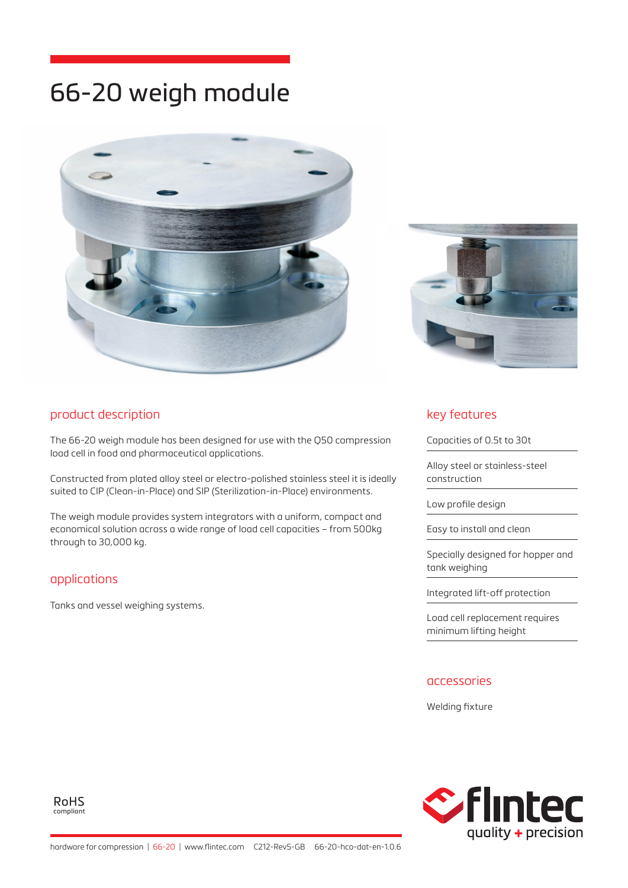# 66-20 weigh module

## product description

The 66-20 weigh module has been designed for use with the Q50 compression load cell in food and pharmaceutical applications.

Constructed from plated alloy steel or electro-polished stainless steel it is ideally suited to CIP (Clean-in-Place) and SIP (Sterilization-in-Place) environments.

The weigh module provides system integrators with a uniform, compact and economical solution across a wide range of load cell capacities – from 500kg through to 30,000 kg.

## applications

Tanks and vessel weighing systems.

## key features

- Capacities of 0.5t to 30t
- Alloy steel or stainless-steel construction
- Low profile design
- Easy to install and clean
- Specially designed for hopper and tank weighing
- Integrated lift-off protection
- Load cell replacement requires minimum lifting height

## accessories

Welding fixture

RoHS compliant

flintec quality + precision

hardware for compression | 66-20 | www.flintec.com C212-Rev5-GB 66-20-hco-dat-en-1.0.6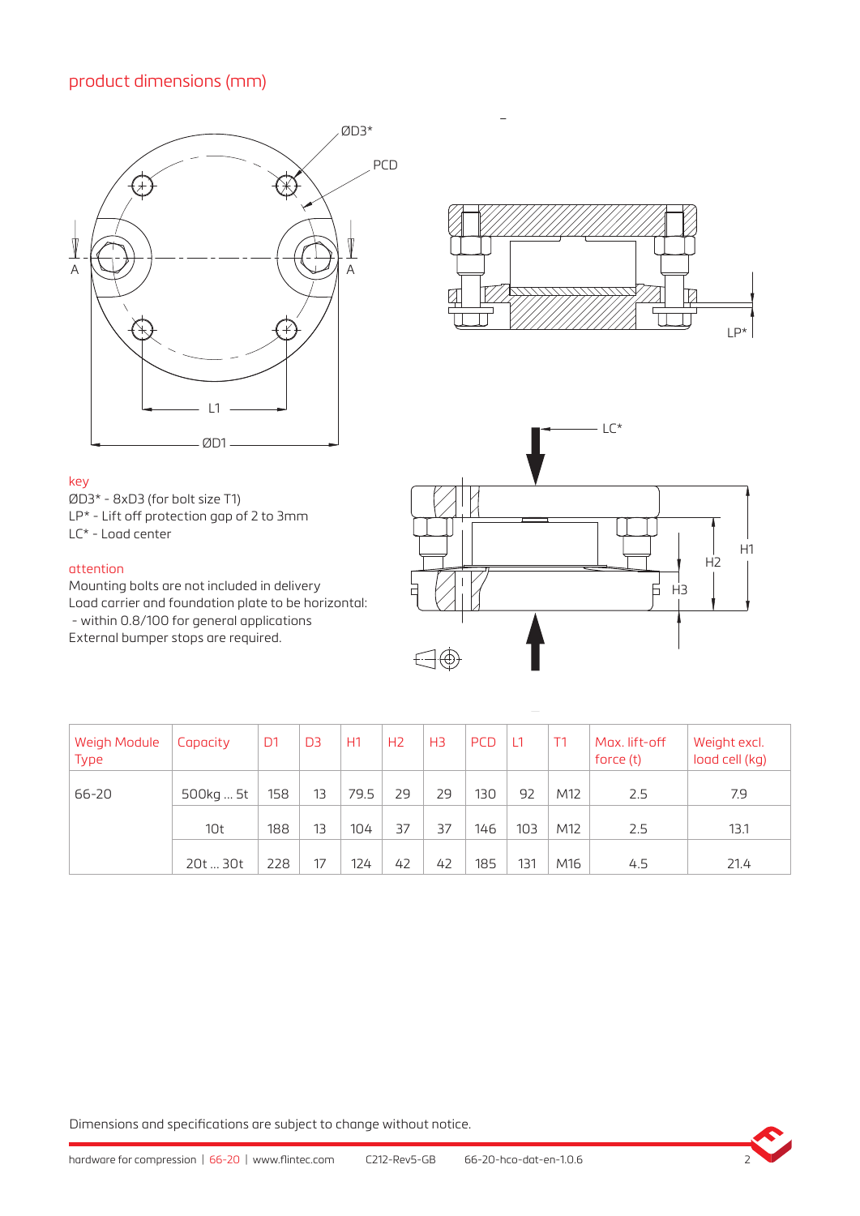## product dimensions (mm)

ØD3*

PCD

A

A

L1

ØD1

LP*

LC*

H1

H2

H3

key

ØD3* - 8xD3 (for bolt size T1)
LP* - Lift off protection gap of 2 to 3mm
LC* - Load center

attention

Mounting bolts are not included in delivery
Load carrier and foundation plate to be horizontal:
 - within 0.8/100 for general applications
External bumper stops are required.

| Weigh Module Type | Capacity | D1 | D3 | H1 | H2 | H3 | PCD | L1 | T1 | Max. lift-off force (t) | Weight excl. load cell (kg) |
|---|---|---|---|---|---|---|---|---|---|---|---|
| 66-20 | 500kg ... 5t | 158 | 13 | 79.5 | 29 | 29 | 130 | 92 | M12 | 2.5 | 7.9 |
| | 10t | 188 | 13 | 104 | 37 | 37 | 146 | 103 | M12 | 2.5 | 13.1 |
| | 20t ... 30t | 228 | 17 | 124 | 42 | 42 | 185 | 131 | M16 | 4.5 | 21.4 |

Dimensions and specifications are subject to change without notice.